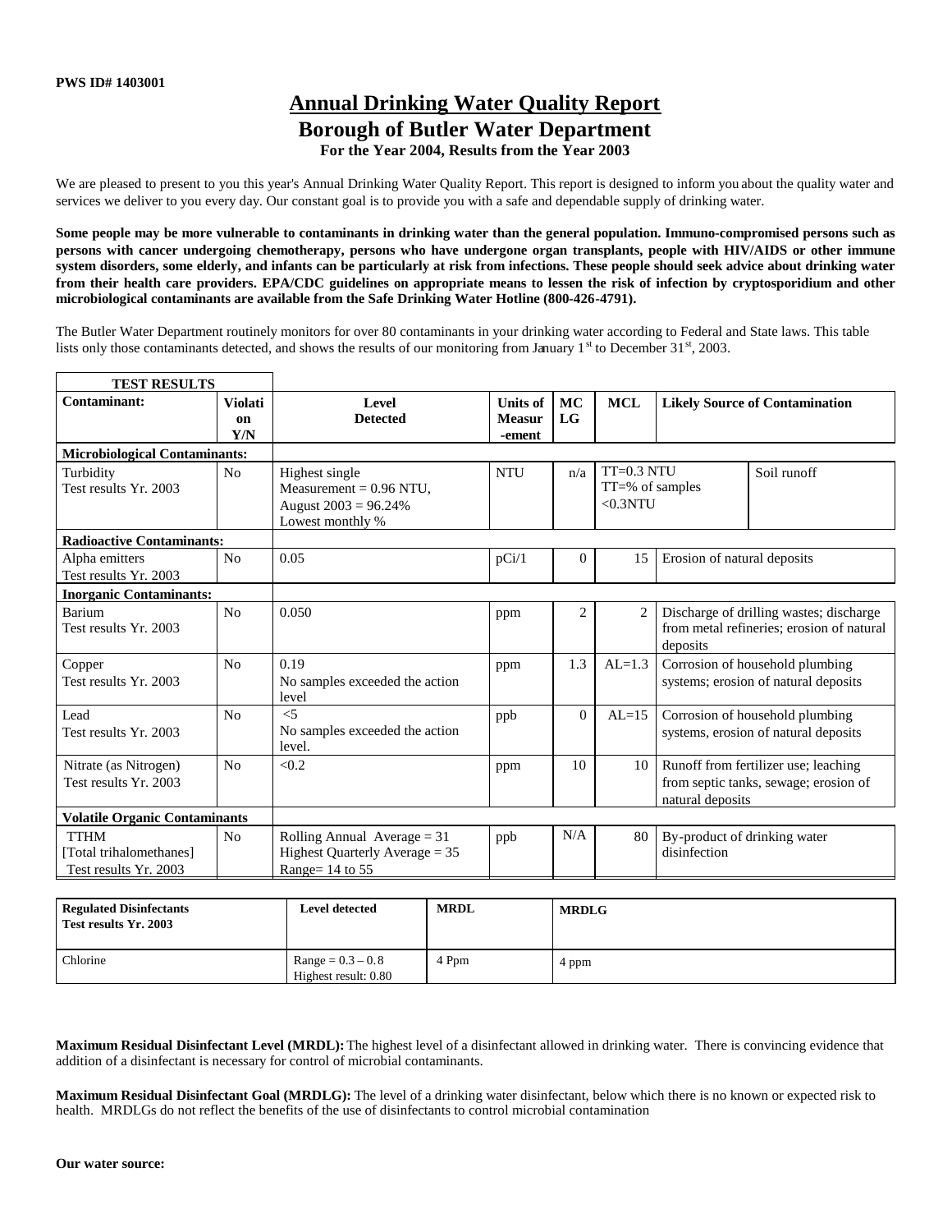PWS ID# 1403001

# Annual Drinking Water Quality Report

## Borough of Butler Water Department

### For the Year 2004, Results from the Year 2003

We are pleased to present to you this year's Annual Drinking Water Quality Report. This report is designed to inform you about the quality water and services we deliver to you every day. Our constant goal is to provide you with a safe and dependable supply of drinking water.

**Some people may be more vulnerable to contaminants in drinking water than the general population. Immuno-compromised persons such as persons with cancer undergoing chemotherapy, persons who have undergone organ transplants, people with HIV/AIDS or other immune system disorders, some elderly, and infants can be particularly at risk from infections. These people should seek advice about drinking water from their health care providers. EPA/CDC guidelines on appropriate means to lessen the risk of infection by cryptosporidium and other microbiological contaminants are available from the Safe Drinking Water Hotline (800-426-4791).**

The Butler Water Department routinely monitors for over 80 contaminants in your drinking water according to Federal and State laws. This table lists only those contaminants detected, and shows the results of our monitoring from January 1st to December 31st, 2003.

| **TEST RESULTS** | | | | | | |
|---|---|---|---|---|---|---|
| **Contaminant:** | **Violation Y/N** | **Level Detected** | **Units of Measurement** | **MCLG** | **MCL** | **Likely Source of Contamination** |
| **Microbiological Contaminants:** | | | | | | |
| Turbidity<br>Test results Yr. 2003 | No | Highest single Measurement = 0.96 NTU, August 2003 = 96.24% Lowest monthly % | NTU | n/a | TT=0.3 NTU<br>TT=% of samples <0.3NTU | Soil runoff |
| **Radioactive Contaminants:** | | | | | | |
| Alpha emitters<br>Test results Yr. 2003 | No | 0.05 | pCi/1 | 0 | 15 | Erosion of natural deposits |
| **Inorganic Contaminants:** | | | | | | |
| Barium<br>Test results Yr. 2003 | No | 0.050 | ppm | 2 | 2 | Discharge of drilling wastes; discharge from metal refineries; erosion of natural deposits |
| Copper<br>Test results Yr. 2003 | No | 0.19<br>No samples exceeded the action level | ppm | 1.3 | AL=1.3 | Corrosion of household plumbing systems; erosion of natural deposits |
| Lead<br>Test results Yr. 2003 | No | <5<br>No samples exceeded the action level. | ppb | 0 | AL=15 | Corrosion of household plumbing systems, erosion of natural deposits |
| Nitrate (as Nitrogen)<br>Test results Yr. 2003 | No | <0.2 | ppm | 10 | 10 | Runoff from fertilizer use; leaching from septic tanks, sewage; erosion of natural deposits |
| **Volatile Organic Contaminants** | | | | | | |
| TTHM<br>[Total trihalomethanes]<br>Test results Yr. 2003 | No | Rolling Annual Average = 31<br>Highest Quarterly Average = 35<br>Range= 14 to 55 | ppb | N/A | 80 | By-product of drinking water disinfection |

| **Regulated Disinfectants Test results Yr. 2003** | **Level detected** | **MRDL** | **MRDLG** |
|---|---|---|---|
| Chlorine | Range = 0.3 – 0.8<br>Highest result: 0.80 | 4 Ppm | 4 ppm |

**Maximum Residual Disinfectant Level (MRDL):** The highest level of a disinfectant allowed in drinking water. There is convincing evidence that addition of a disinfectant is necessary for control of microbial contaminants.

**Maximum Residual Disinfectant Goal (MRDLG):** The level of a drinking water disinfectant, below which there is no known or expected risk to health. MRDLGs do not reflect the benefits of the use of disinfectants to control microbial contamination

**Our water source:**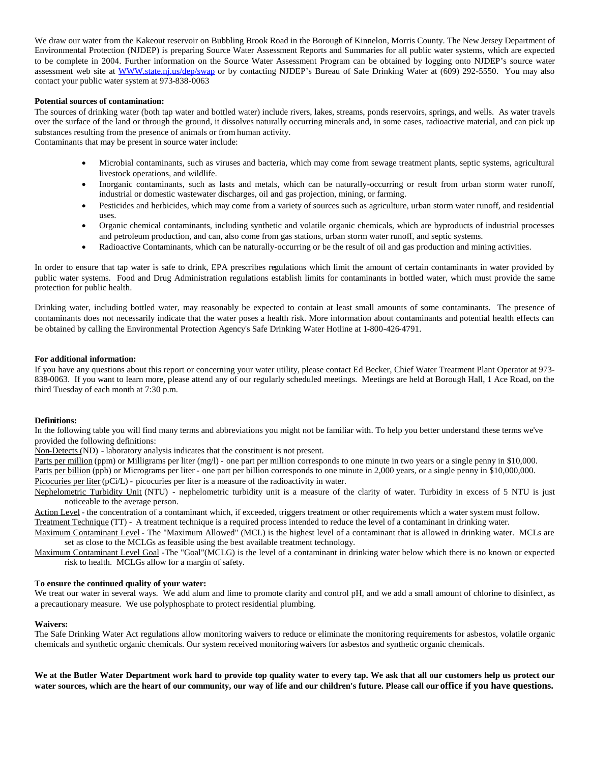We draw our water from the Kakeout reservoir on Bubbling Brook Road in the Borough of Kinnelon, Morris County. The New Jersey Department of Environmental Protection (NJDEP) is preparing Source Water Assessment Reports and Summaries for all public water systems, which are expected to be complete in 2004. Further information on the Source Water Assessment Program can be obtained by logging onto NJDEP's source water assessment web site at [WWW.state.nj.us/dep/swap](WWW.state.nj.us/dep/swap) or by contacting NJDEP's Bureau of Safe Drinking Water at (609) 292-5550. You may also contact your public water system at 973-838-0063

**Potential sources of contamination:**

The sources of drinking water (both tap water and bottled water) include rivers, lakes, streams, ponds reservoirs, springs, and wells. As water travels over the surface of the land or through the ground, it dissolves naturally occurring minerals and, in some cases, radioactive material, and can pick up substances resulting from the presence of animals or from human activity.

Contaminants that may be present in source water include:

- Microbial contaminants, such as viruses and bacteria, which may come from sewage treatment plants, septic systems, agricultural livestock operations, and wildlife.
- Inorganic contaminants, such as lasts and metals, which can be naturally-occurring or result from urban storm water runoff, industrial or domestic wastewater discharges, oil and gas projection, mining, or farming.
- Pesticides and herbicides, which may come from a variety of sources such as agriculture, urban storm water runoff, and residential uses.
- Organic chemical contaminants, including synthetic and volatile organic chemicals, which are byproducts of industrial processes and petroleum production, and can, also come from gas stations, urban storm water runoff, and septic systems.
- Radioactive Contaminants, which can be naturally-occurring or be the result of oil and gas production and mining activities.

In order to ensure that tap water is safe to drink, EPA prescribes regulations which limit the amount of certain contaminants in water provided by public water systems. Food and Drug Administration regulations establish limits for contaminants in bottled water, which must provide the same protection for public health.

Drinking water, including bottled water, may reasonably be expected to contain at least small amounts of some contaminants. The presence of contaminants does not necessarily indicate that the water poses a health risk. More information about contaminants and potential health effects can be obtained by calling the Environmental Protection Agency's Safe Drinking Water Hotline at 1-800-426-4791.

**For additional information:**

If you have any questions about this report or concerning your water utility, please contact Ed Becker, Chief Water Treatment Plant Operator at 973-838-0063. If you want to learn more, please attend any of our regularly scheduled meetings. Meetings are held at Borough Hall, 1 Ace Road, on the third Tuesday of each month at 7:30 p.m.

**Definitions:**

In the following table you will find many terms and abbreviations you might not be familiar with. To help you better understand these terms we've provided the following definitions:

Non-Detects (ND) - laboratory analysis indicates that the constituent is not present.

Parts per million (ppm) or Milligrams per liter (mg/l) - one part per million corresponds to one minute in two years or a single penny in $10,000.

Parts per billion (ppb) or Micrograms per liter - one part per billion corresponds to one minute in 2,000 years, or a single penny in $10,000,000.

Picocuries per liter (pCi/L) - picocuries per liter is a measure of the radioactivity in water.

Nephelometric Turbidity Unit (NTU) - nephelometric turbidity unit is a measure of the clarity of water. Turbidity in excess of 5 NTU is just noticeable to the average person.

Action Level - the concentration of a contaminant which, if exceeded, triggers treatment or other requirements which a water system must follow.

Treatment Technique (TT) - A treatment technique is a required process intended to reduce the level of a contaminant in drinking water.

Maximum Contaminant Level - The "Maximum Allowed" (MCL) is the highest level of a contaminant that is allowed in drinking water. MCLs are set as close to the MCLGs as feasible using the best available treatment technology.

Maximum Contaminant Level Goal -The "Goal"(MCLG) is the level of a contaminant in drinking water below which there is no known or expected risk to health. MCLGs allow for a margin of safety.

**To ensure the continued quality of your water:**

We treat our water in several ways. We add alum and lime to promote clarity and control pH, and we add a small amount of chlorine to disinfect, as a precautionary measure. We use polyphosphate to protect residential plumbing.

**Waivers:**

The Safe Drinking Water Act regulations allow monitoring waivers to reduce or eliminate the monitoring requirements for asbestos, volatile organic chemicals and synthetic organic chemicals. Our system received monitoring waivers for asbestos and synthetic organic chemicals.

**We at the Butler Water Department work hard to provide top quality water to every tap. We ask that all our customers help us protect our water sources, which are the heart of our community, our way of life and our children's future. Please call our office if you have questions.**